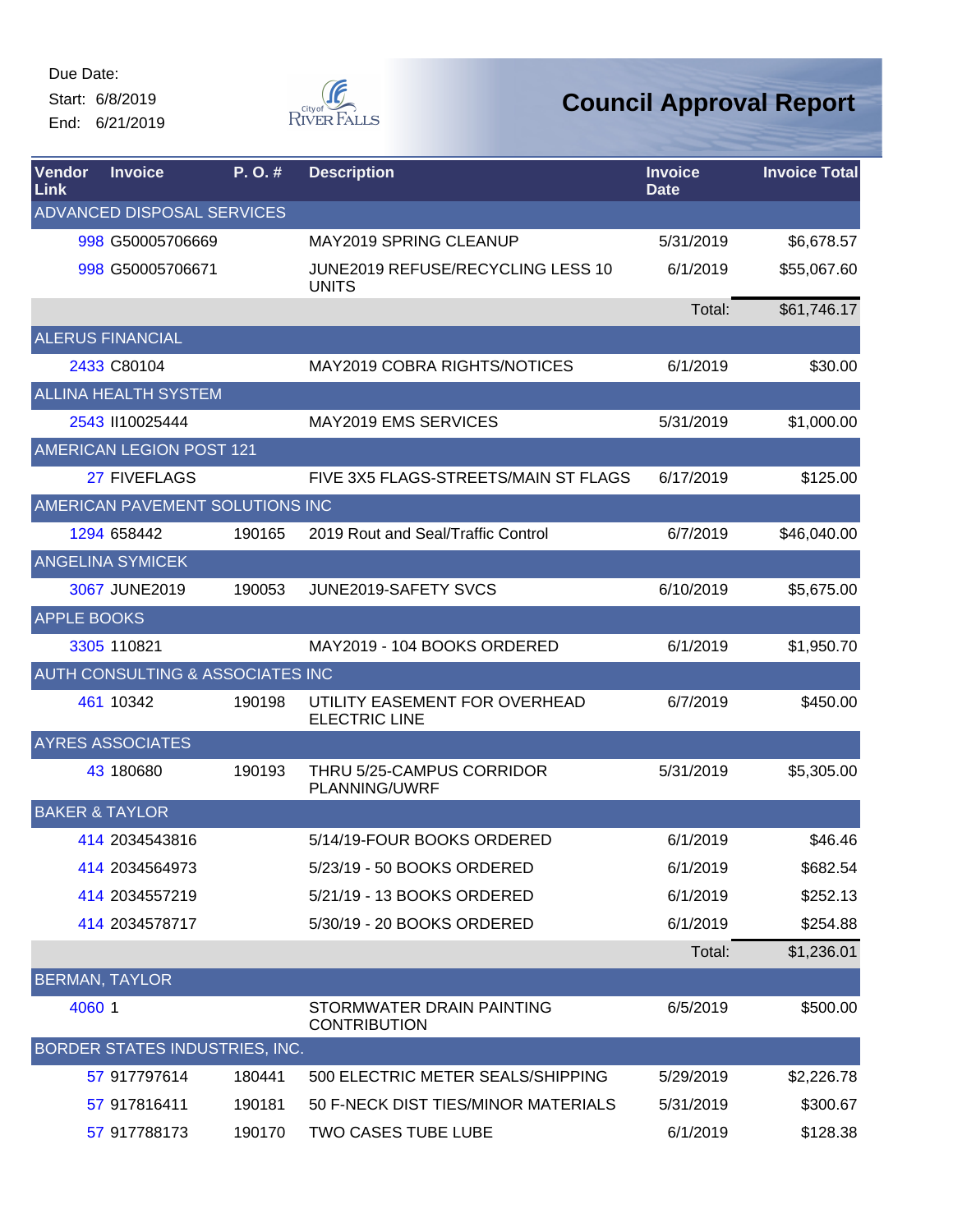Due Date:
Start: 6/8/2019
End: 6/21/2019

City of River Falls

# Council Approval Report

| Vendor Link | Invoice | P. O. # | Description | Invoice Date | Invoice Total |
|---|---|---|---|---|---|
| ADVANCED DISPOSAL SERVICES | | | | | |
| 998 | G50005706669 | | MAY2019 SPRING CLEANUP | 5/31/2019 | $6,678.57 |
| 998 | G50005706671 | | JUNE2019 REFUSE/RECYCLING LESS 10 UNITS | 6/1/2019 | $55,067.60 |
| | | | | Total: | $61,746.17 |
| ALERUS FINANCIAL | | | | | |
| 2433 | C80104 | | MAY2019 COBRA RIGHTS/NOTICES | 6/1/2019 | $30.00 |
| ALLINA HEALTH SYSTEM | | | | | |
| 2543 | II10025444 | | MAY2019 EMS SERVICES | 5/31/2019 | $1,000.00 |
| AMERICAN LEGION POST 121 | | | | | |
| 27 | FIVEFLAGS | | FIVE 3X5 FLAGS-STREETS/MAIN ST FLAGS | 6/17/2019 | $125.00 |
| AMERICAN PAVEMENT SOLUTIONS INC | | | | | |
| 1294 | 658442 | 190165 | 2019 Rout and Seal/Traffic Control | 6/7/2019 | $46,040.00 |
| ANGELINA SYMICEK | | | | | |
| 3067 | JUNE2019 | 190053 | JUNE2019-SAFETY SVCS | 6/10/2019 | $5,675.00 |
| APPLE BOOKS | | | | | |
| 3305 | 110821 | | MAY2019 - 104 BOOKS ORDERED | 6/1/2019 | $1,950.70 |
| AUTH CONSULTING & ASSOCIATES INC | | | | | |
| 461 | 10342 | 190198 | UTILITY EASEMENT FOR OVERHEAD ELECTRIC LINE | 6/7/2019 | $450.00 |
| AYRES ASSOCIATES | | | | | |
| 43 | 180680 | 190193 | THRU 5/25-CAMPUS CORRIDOR PLANNING/UWRF | 5/31/2019 | $5,305.00 |
| BAKER & TAYLOR | | | | | |
| 414 | 2034543816 | | 5/14/19-FOUR BOOKS ORDERED | 6/1/2019 | $46.46 |
| 414 | 2034564973 | | 5/23/19 - 50 BOOKS ORDERED | 6/1/2019 | $682.54 |
| 414 | 2034557219 | | 5/21/19 - 13 BOOKS ORDERED | 6/1/2019 | $252.13 |
| 414 | 2034578717 | | 5/30/19 - 20 BOOKS ORDERED | 6/1/2019 | $254.88 |
| | | | | Total: | $1,236.01 |
| BERMAN, TAYLOR | | | | | |
| 4060 | 1 | | STORMWATER DRAIN PAINTING CONTRIBUTION | 6/5/2019 | $500.00 |
| BORDER STATES INDUSTRIES, INC. | | | | | |
| 57 | 917797614 | 180441 | 500 ELECTRIC METER SEALS/SHIPPING | 5/29/2019 | $2,226.78 |
| 57 | 917816411 | 190181 | 50 F-NECK DIST TIES/MINOR MATERIALS | 5/31/2019 | $300.67 |
| 57 | 917788173 | 190170 | TWO CASES TUBE LUBE | 6/1/2019 | $128.38 |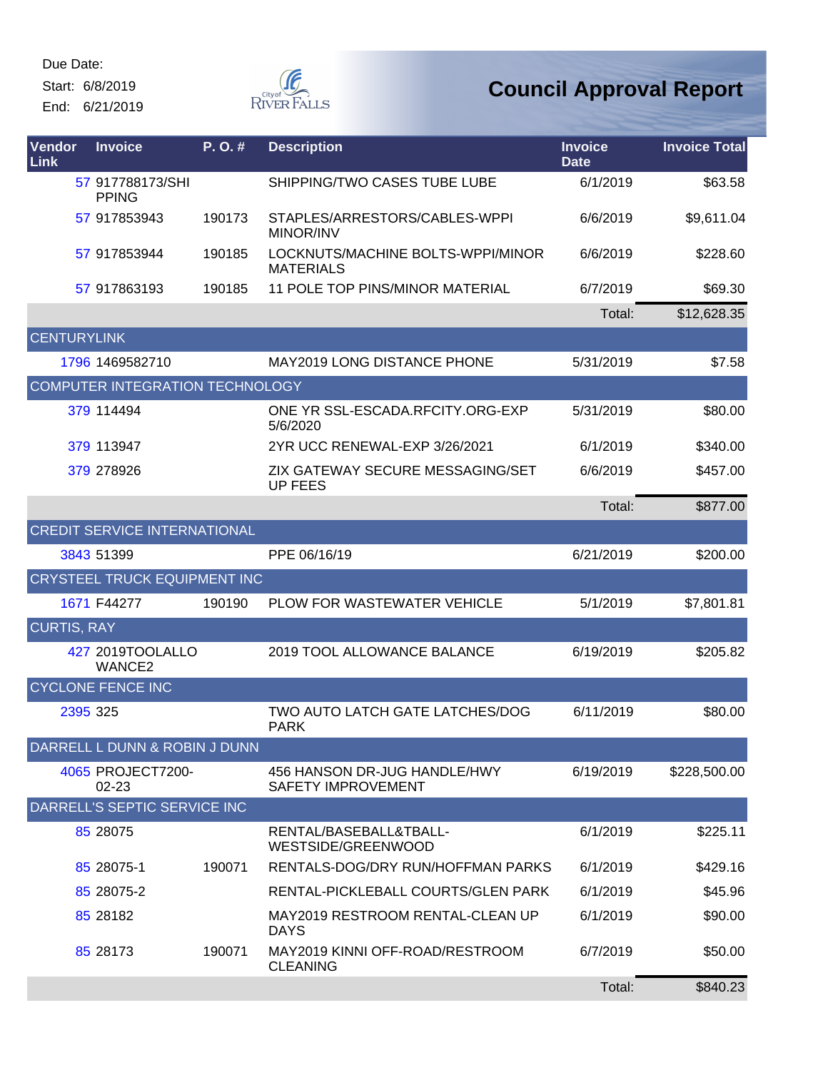Due Date:
Start: 6/8/2019
End: 6/21/2019

# Council Approval Report

| Vendor Link | Invoice | P. O. # | Description | Invoice Date | Invoice Total |
|---|---|---|---|---|---|
| 57 | 917788173/SHIPPING | | SHIPPING/TWO CASES TUBE LUBE | 6/1/2019 | $63.58 |
| 57 | 917853943 | 190173 | STAPLES/ARRESTORS/CABLES-WPPI MINOR/INV | 6/6/2019 | $9,611.04 |
| 57 | 917853944 | 190185 | LOCKNUTS/MACHINE BOLTS-WPPI/MINOR MATERIALS | 6/6/2019 | $228.60 |
| 57 | 917863193 | 190185 | 11 POLE TOP PINS/MINOR MATERIAL | 6/7/2019 | $69.30 |
| | | | | Total: | $12,628.35 |
| CENTURYLINK | | | | | |
| 1796 | 1469582710 | | MAY2019 LONG DISTANCE PHONE | 5/31/2019 | $7.58 |
| COMPUTER INTEGRATION TECHNOLOGY | | | | | |
| 379 | 114494 | | ONE YR SSL-ESCADA.RFCITY.ORG-EXP 5/6/2020 | 5/31/2019 | $80.00 |
| 379 | 113947 | | 2YR UCC RENEWAL-EXP 3/26/2021 | 6/1/2019 | $340.00 |
| 379 | 278926 | | ZIX GATEWAY SECURE MESSAGING/SET UP FEES | 6/6/2019 | $457.00 |
| | | | | Total: | $877.00 |
| CREDIT SERVICE INTERNATIONAL | | | | | |
| 3843 | 51399 | | PPE 06/16/19 | 6/21/2019 | $200.00 |
| CRYSTEEL TRUCK EQUIPMENT INC | | | | | |
| 1671 | F44277 | 190190 | PLOW FOR WASTEWATER VEHICLE | 5/1/2019 | $7,801.81 |
| CURTIS, RAY | | | | | |
| 427 | 2019TOOLALLOWANCE2 | | 2019 TOOL ALLOWANCE BALANCE | 6/19/2019 | $205.82 |
| CYCLONE FENCE INC | | | | | |
| 2395 | 325 | | TWO AUTO LATCH GATE LATCHES/DOG PARK | 6/11/2019 | $80.00 |
| DARRELL L DUNN & ROBIN J DUNN | | | | | |
| 4065 | PROJECT7200-02-23 | | 456 HANSON DR-JUG HANDLE/HWY SAFETY IMPROVEMENT | 6/19/2019 | $228,500.00 |
| DARRELL'S SEPTIC SERVICE INC | | | | | |
| 85 | 28075 | | RENTAL/BASEBALL&TBALL-WESTSIDE/GREENWOOD | 6/1/2019 | $225.11 |
| 85 | 28075-1 | 190071 | RENTALS-DOG/DRY RUN/HOFFMAN PARKS | 6/1/2019 | $429.16 |
| 85 | 28075-2 | | RENTAL-PICKLEBALL COURTS/GLEN PARK | 6/1/2019 | $45.96 |
| 85 | 28182 | | MAY2019 RESTROOM RENTAL-CLEAN UP DAYS | 6/1/2019 | $90.00 |
| 85 | 28173 | 190071 | MAY2019 KINNI OFF-ROAD/RESTROOM CLEANING | 6/7/2019 | $50.00 |
| | | | | Total: | $840.23 |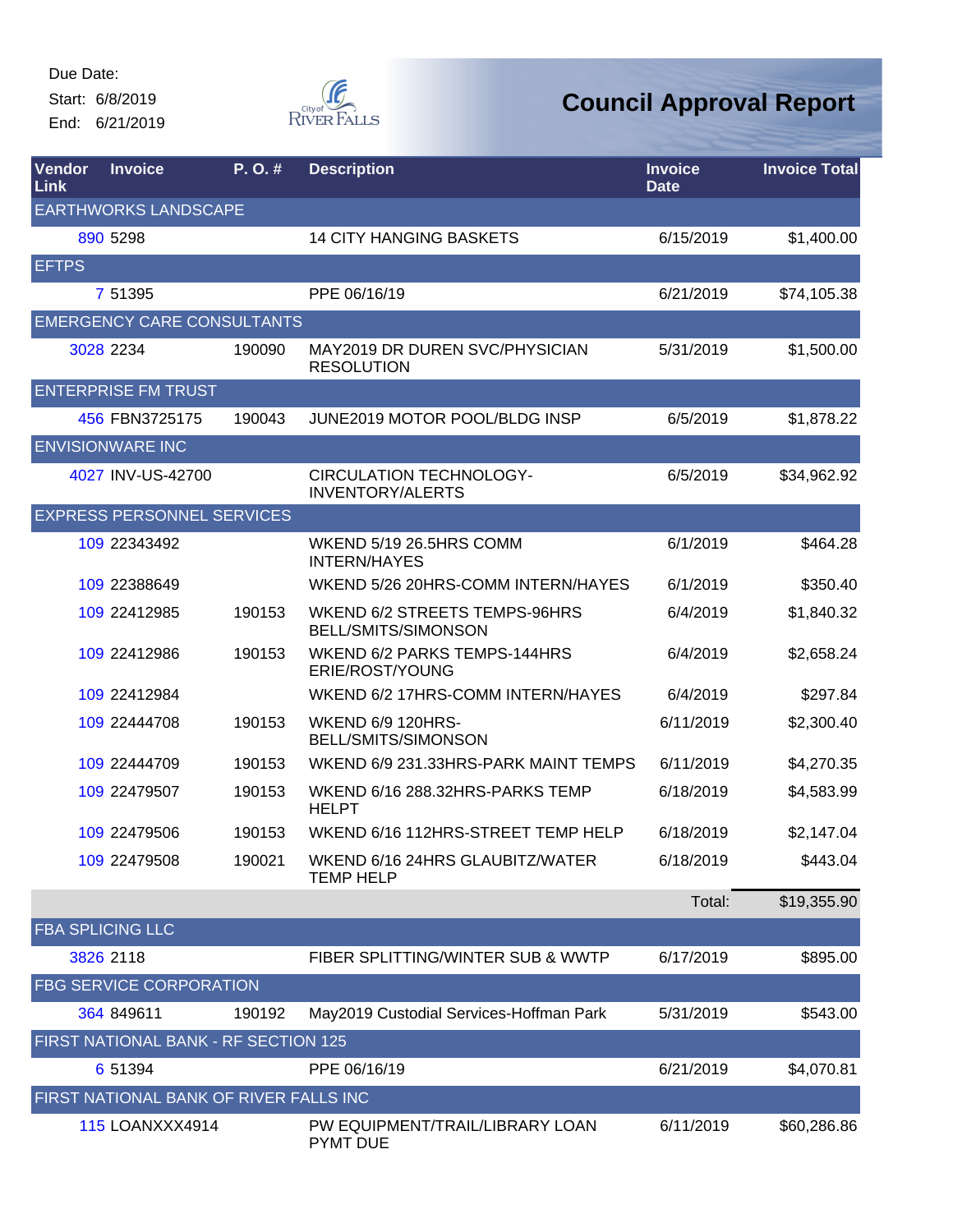Due Date:
Start: 6/8/2019
End: 6/21/2019

# Council Approval Report

| Vendor Link | Invoice | P. O. # | Description | Invoice Date | Invoice Total |
|---|---|---|---|---|---|
| EARTHWORKS LANDSCAPE | | | | | |
| 890 | 5298 | | 14 CITY HANGING BASKETS | 6/15/2019 | $1,400.00 |
| EFTPS | | | | | |
| 7 | 51395 | | PPE 06/16/19 | 6/21/2019 | $74,105.38 |
| EMERGENCY CARE CONSULTANTS | | | | | |
| 3028 | 2234 | 190090 | MAY2019 DR DUREN SVC/PHYSICIAN RESOLUTION | 5/31/2019 | $1,500.00 |
| ENTERPRISE FM TRUST | | | | | |
| 456 | FBN3725175 | 190043 | JUNE2019 MOTOR POOL/BLDG INSP | 6/5/2019 | $1,878.22 |
| ENVISIONWARE INC | | | | | |
| 4027 | INV-US-42700 | | CIRCULATION TECHNOLOGY-INVENTORY/ALERTS | 6/5/2019 | $34,962.92 |
| EXPRESS PERSONNEL SERVICES | | | | | |
| 109 | 22343492 | | WKEND 5/19 26.5HRS COMM INTERN/HAYES | 6/1/2019 | $464.28 |
| 109 | 22388649 | | WKEND 5/26 20HRS-COMM INTERN/HAYES | 6/1/2019 | $350.40 |
| 109 | 22412985 | 190153 | WKEND 6/2 STREETS TEMPS-96HRS BELL/SMITS/SIMONSON | 6/4/2019 | $1,840.32 |
| 109 | 22412986 | 190153 | WKEND 6/2 PARKS TEMPS-144HRS ERIE/ROST/YOUNG | 6/4/2019 | $2,658.24 |
| 109 | 22412984 | | WKEND 6/2 17HRS-COMM INTERN/HAYES | 6/4/2019 | $297.84 |
| 109 | 22444708 | 190153 | WKEND 6/9 120HRS-BELL/SMITS/SIMONSON | 6/11/2019 | $2,300.40 |
| 109 | 22444709 | 190153 | WKEND 6/9 231.33HRS-PARK MAINT TEMPS | 6/11/2019 | $4,270.35 |
| 109 | 22479507 | 190153 | WKEND 6/16 288.32HRS-PARKS TEMP HELPT | 6/18/2019 | $4,583.99 |
| 109 | 22479506 | 190153 | WKEND 6/16 112HRS-STREET TEMP HELP | 6/18/2019 | $2,147.04 |
| 109 | 22479508 | 190021 | WKEND 6/16 24HRS GLAUBITZ/WATER TEMP HELP | 6/18/2019 | $443.04 |
| | | | | Total: | $19,355.90 |
| FBA SPLICING LLC | | | | | |
| 3826 | 2118 | | FIBER SPLITTING/WINTER SUB & WWTP | 6/17/2019 | $895.00 |
| FBG SERVICE CORPORATION | | | | | |
| 364 | 849611 | 190192 | May2019 Custodial Services-Hoffman Park | 5/31/2019 | $543.00 |
| FIRST NATIONAL BANK - RF SECTION 125 | | | | | |
| 6 | 51394 | | PPE 06/16/19 | 6/21/2019 | $4,070.81 |
| FIRST NATIONAL BANK OF RIVER FALLS INC | | | | | |
| 115 | LOANXXX4914 | | PW EQUIPMENT/TRAIL/LIBRARY LOAN PYMT DUE | 6/11/2019 | $60,286.86 |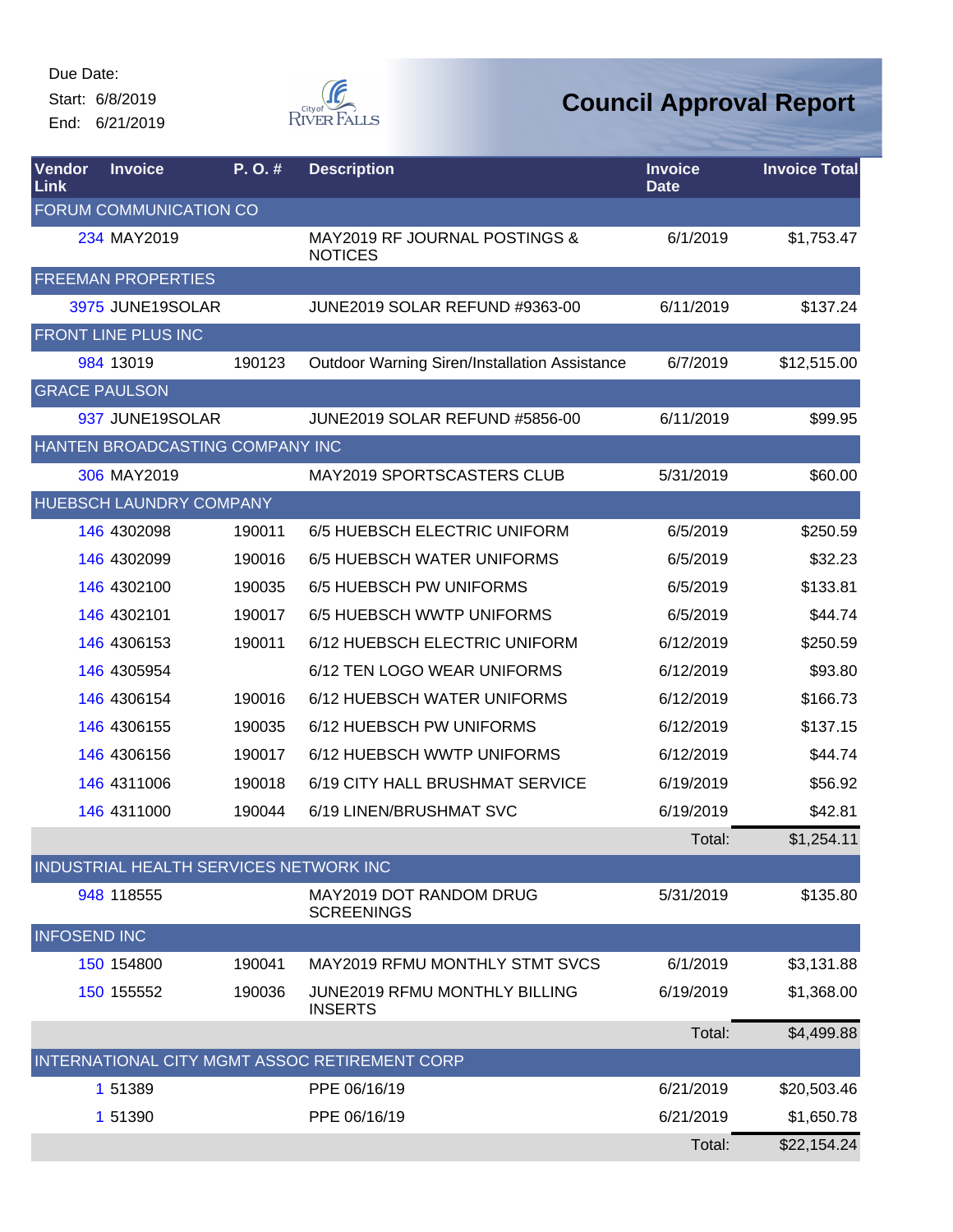Due Date:
Start: 6/8/2019
End: 6/21/2019

City of River Falls

# Council Approval Report

| Vendor Link | Invoice | P. O. # | Description | Invoice Date | Invoice Total |
|---|---|---|---|---|---|
| FORUM COMMUNICATION CO | | | | | |
| 234 | MAY2019 | | MAY2019 RF JOURNAL POSTINGS & NOTICES | 6/1/2019 | $1,753.47 |
| FREEMAN PROPERTIES | | | | | |
| 3975 | JUNE19SOLAR | | JUNE2019 SOLAR REFUND #9363-00 | 6/11/2019 | $137.24 |
| FRONT LINE PLUS INC | | | | | |
| 984 | 13019 | 190123 | Outdoor Warning Siren/Installation Assistance | 6/7/2019 | $12,515.00 |
| GRACE PAULSON | | | | | |
| 937 | JUNE19SOLAR | | JUNE2019 SOLAR REFUND #5856-00 | 6/11/2019 | $99.95 |
| HANTEN BROADCASTING COMPANY INC | | | | | |
| 306 | MAY2019 | | MAY2019 SPORTSCASTERS CLUB | 5/31/2019 | $60.00 |
| HUEBSCH LAUNDRY COMPANY | | | | | |
| 146 | 4302098 | 190011 | 6/5 HUEBSCH ELECTRIC UNIFORM | 6/5/2019 | $250.59 |
| 146 | 4302099 | 190016 | 6/5 HUEBSCH WATER UNIFORMS | 6/5/2019 | $32.23 |
| 146 | 4302100 | 190035 | 6/5 HUEBSCH PW UNIFORMS | 6/5/2019 | $133.81 |
| 146 | 4302101 | 190017 | 6/5 HUEBSCH WWTP UNIFORMS | 6/5/2019 | $44.74 |
| 146 | 4306153 | 190011 | 6/12 HUEBSCH ELECTRIC UNIFORM | 6/12/2019 | $250.59 |
| 146 | 4305954 | | 6/12 TEN LOGO WEAR UNIFORMS | 6/12/2019 | $93.80 |
| 146 | 4306154 | 190016 | 6/12 HUEBSCH WATER UNIFORMS | 6/12/2019 | $166.73 |
| 146 | 4306155 | 190035 | 6/12 HUEBSCH PW UNIFORMS | 6/12/2019 | $137.15 |
| 146 | 4306156 | 190017 | 6/12 HUEBSCH WWTP UNIFORMS | 6/12/2019 | $44.74 |
| 146 | 4311006 | 190018 | 6/19 CITY HALL BRUSHMAT SERVICE | 6/19/2019 | $56.92 |
| 146 | 4311000 | 190044 | 6/19 LINEN/BRUSHMAT SVC | 6/19/2019 | $42.81 |
| | | | | Total: | $1,254.11 |
| INDUSTRIAL HEALTH SERVICES NETWORK INC | | | | | |
| 948 | 118555 | | MAY2019 DOT RANDOM DRUG SCREENINGS | 5/31/2019 | $135.80 |
| INFOSEND INC | | | | | |
| 150 | 154800 | 190041 | MAY2019 RFMU MONTHLY STMT SVCS | 6/1/2019 | $3,131.88 |
| 150 | 155552 | 190036 | JUNE2019 RFMU MONTHLY BILLING INSERTS | 6/19/2019 | $1,368.00 |
| | | | | Total: | $4,499.88 |
| INTERNATIONAL CITY MGMT ASSOC RETIREMENT CORP | | | | | |
| 1 | 51389 | | PPE 06/16/19 | 6/21/2019 | $20,503.46 |
| 1 | 51390 | | PPE 06/16/19 | 6/21/2019 | $1,650.78 |
| | | | | Total: | $22,154.24 |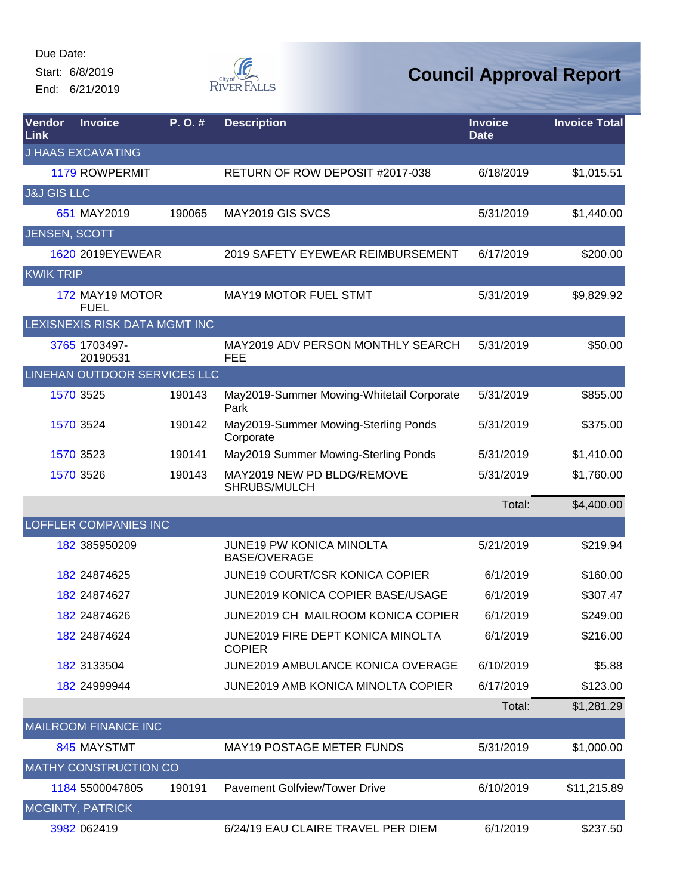Due Date:
Start: 6/8/2019
End: 6/21/2019

# Council Approval Report

| Vendor Link | Invoice | P. O. # | Description | Invoice Date | Invoice Total |
|---|---|---|---|---|---|
| J HAAS EXCAVATING | | | | | |
| 1179 | ROWPERMIT | | RETURN OF ROW DEPOSIT #2017-038 | 6/18/2019 | $1,015.51 |
| J&J GIS LLC | | | | | |
| 651 | MAY2019 | 190065 | MAY2019 GIS SVCS | 5/31/2019 | $1,440.00 |
| JENSEN, SCOTT | | | | | |
| 1620 | 2019EYEWEAR | | 2019 SAFETY EYEWEAR REIMBURSEMENT | 6/17/2019 | $200.00 |
| KWIK TRIP | | | | | |
| 172 | MAY19 MOTOR FUEL | | MAY19 MOTOR FUEL STMT | 5/31/2019 | $9,829.92 |
| LEXISNEXIS RISK DATA MGMT INC | | | | | |
| 3765 | 1703497-20190531 | | MAY2019 ADV PERSON MONTHLY SEARCH FEE | 5/31/2019 | $50.00 |
| LINEHAN OUTDOOR SERVICES LLC | | | | | |
| 1570 | 3525 | 190143 | May2019-Summer Mowing-Whitetail Corporate Park | 5/31/2019 | $855.00 |
| 1570 | 3524 | 190142 | May2019-Summer Mowing-Sterling Ponds Corporate | 5/31/2019 | $375.00 |
| 1570 | 3523 | 190141 | May2019 Summer Mowing-Sterling Ponds | 5/31/2019 | $1,410.00 |
| 1570 | 3526 | 190143 | MAY2019 NEW PD BLDG/REMOVE SHRUBS/MULCH | 5/31/2019 | $1,760.00 |
| | | | | Total: | $4,400.00 |
| LOFFLER COMPANIES INC | | | | | |
| 182 | 385950209 | | JUNE19 PW KONICA MINOLTA BASE/OVERAGE | 5/21/2019 | $219.94 |
| 182 | 24874625 | | JUNE19 COURT/CSR KONICA COPIER | 6/1/2019 | $160.00 |
| 182 | 24874627 | | JUNE2019 KONICA COPIER BASE/USAGE | 6/1/2019 | $307.47 |
| 182 | 24874626 | | JUNE2019 CH MAILROOM KONICA COPIER | 6/1/2019 | $249.00 |
| 182 | 24874624 | | JUNE2019 FIRE DEPT KONICA MINOLTA COPIER | 6/1/2019 | $216.00 |
| 182 | 3133504 | | JUNE2019 AMBULANCE KONICA OVERAGE | 6/10/2019 | $5.88 |
| 182 | 24999944 | | JUNE2019 AMB KONICA MINOLTA COPIER | 6/17/2019 | $123.00 |
| | | | | Total: | $1,281.29 |
| MAILROOM FINANCE INC | | | | | |
| 845 | MAYSTMT | | MAY19 POSTAGE METER FUNDS | 5/31/2019 | $1,000.00 |
| MATHY CONSTRUCTION CO | | | | | |
| 1184 | 5500047805 | 190191 | Pavement Golfview/Tower Drive | 6/10/2019 | $11,215.89 |
| MCGINTY, PATRICK | | | | | |
| 3982 | 062419 | | 6/24/19 EAU CLAIRE TRAVEL PER DIEM | 6/1/2019 | $237.50 |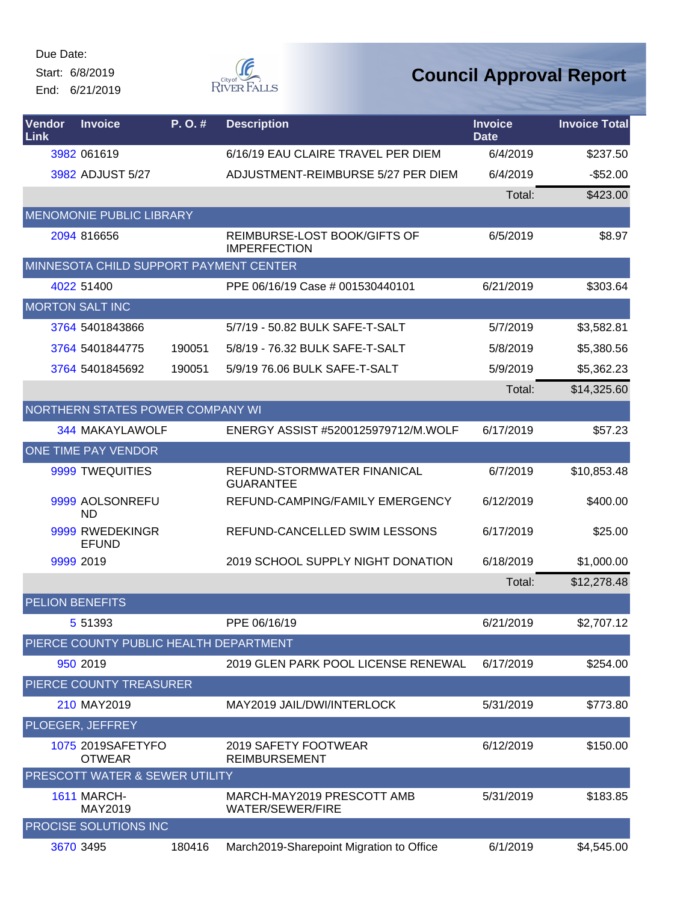Due Date:
Start: 6/8/2019
End: 6/21/2019

# Council Approval Report

| Vendor Link | Invoice | P. O. # | Description | Invoice Date | Invoice Total |
|---|---|---|---|---|---|
| 3982 | 061619 | | 6/16/19 EAU CLAIRE TRAVEL PER DIEM | 6/4/2019 | $237.50 |
| 3982 | ADJUST 5/27 | | ADJUSTMENT-REIMBURSE 5/27 PER DIEM | 6/4/2019 | -$52.00 |
| | | | | Total: | $423.00 |
| MENOMONIE PUBLIC LIBRARY | | | | | |
| 2094 | 816656 | | REIMBURSE-LOST BOOK/GIFTS OF IMPERFECTION | 6/5/2019 | $8.97 |
| MINNESOTA CHILD SUPPORT PAYMENT CENTER | | | | | |
| 4022 | 51400 | | PPE 06/16/19 Case # 001530440101 | 6/21/2019 | $303.64 |
| MORTON SALT INC | | | | | |
| 3764 | 5401843866 | | 5/7/19 - 50.82 BULK SAFE-T-SALT | 5/7/2019 | $3,582.81 |
| 3764 | 5401844775 | 190051 | 5/8/19 - 76.32 BULK SAFE-T-SALT | 5/8/2019 | $5,380.56 |
| 3764 | 5401845692 | 190051 | 5/9/19 76.06 BULK SAFE-T-SALT | 5/9/2019 | $5,362.23 |
| | | | | Total: | $14,325.60 |
| NORTHERN STATES POWER COMPANY WI | | | | | |
| 344 | MAKAYLAWOLF | | ENERGY ASSIST #5200125979712/M.WOLF | 6/17/2019 | $57.23 |
| ONE TIME PAY VENDOR | | | | | |
| 9999 | TWEQUITIES | | REFUND-STORMWATER FINANICAL GUARANTEE | 6/7/2019 | $10,853.48 |
| 9999 | AOLSONREFUND | | REFUND-CAMPING/FAMILY EMERGENCY | 6/12/2019 | $400.00 |
| 9999 | RWEDEKINGREFUND | | REFUND-CANCELLED SWIM LESSONS | 6/17/2019 | $25.00 |
| 9999 | 2019 | | 2019 SCHOOL SUPPLY NIGHT DONATION | 6/18/2019 | $1,000.00 |
| | | | | Total: | $12,278.48 |
| PELION BENEFITS | | | | | |
| 5 | 51393 | | PPE 06/16/19 | 6/21/2019 | $2,707.12 |
| PIERCE COUNTY PUBLIC HEALTH DEPARTMENT | | | | | |
| 950 | 2019 | | 2019 GLEN PARK POOL LICENSE RENEWAL | 6/17/2019 | $254.00 |
| PIERCE COUNTY TREASURER | | | | | |
| 210 | MAY2019 | | MAY2019 JAIL/DWI/INTERLOCK | 5/31/2019 | $773.80 |
| PLOEGER, JEFFREY | | | | | |
| 1075 | 2019SAFETYFOOTWEAR | | 2019 SAFETY FOOTWEAR REIMBURSEMENT | 6/12/2019 | $150.00 |
| PRESCOTT WATER & SEWER UTILITY | | | | | |
| 1611 | MARCH-MAY2019 | | MARCH-MAY2019 PRESCOTT AMB WATER/SEWER/FIRE | 5/31/2019 | $183.85 |
| PROCISE SOLUTIONS INC | | | | | |
| 3670 | 3495 | 180416 | March2019-Sharepoint Migration to Office | 6/1/2019 | $4,545.00 |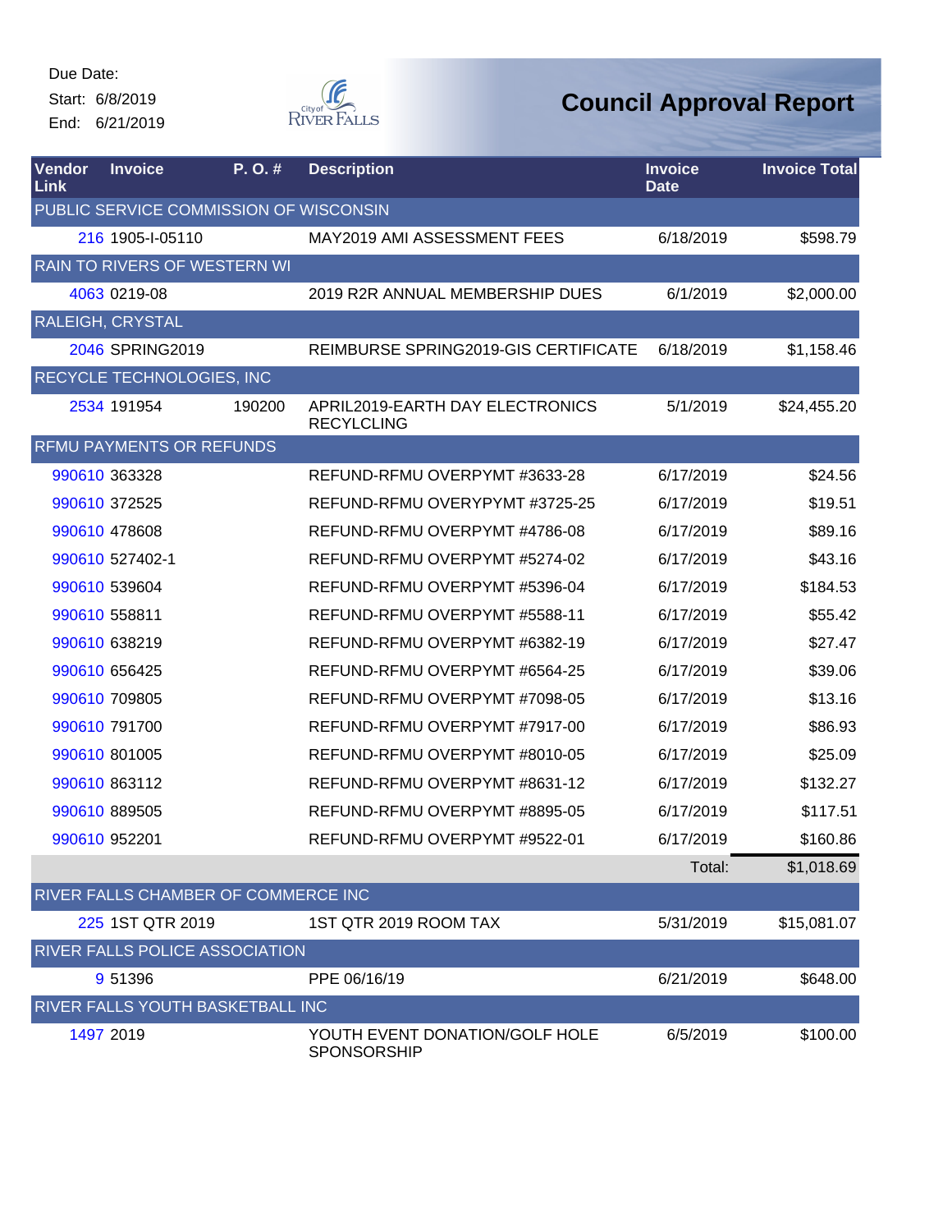Due Date:
Start: 6/8/2019
End: 6/21/2019

# Council Approval Report

| Vendor Link | Invoice | P. O. # | Description | Invoice Date | Invoice Total |
|---|---|---|---|---|---|
| PUBLIC SERVICE COMMISSION OF WISCONSIN | | | | | |
| 216 | 1905-I-05110 | | MAY2019 AMI ASSESSMENT FEES | 6/18/2019 | $598.79 |
| RAIN TO RIVERS OF WESTERN WI | | | | | |
| 4063 | 0219-08 | | 2019 R2R ANNUAL MEMBERSHIP DUES | 6/1/2019 | $2,000.00 |
| RALEIGH, CRYSTAL | | | | | |
| 2046 | SPRING2019 | | REIMBURSE SPRING2019-GIS CERTIFICATE | 6/18/2019 | $1,158.46 |
| RECYCLE TECHNOLOGIES, INC | | | | | |
| 2534 | 191954 | 190200 | APRIL2019-EARTH DAY ELECTRONICS RECYLCLING | 5/1/2019 | $24,455.20 |
| RFMU PAYMENTS OR REFUNDS | | | | | |
| 990610 | 363328 | | REFUND-RFMU OVERPYMT #3633-28 | 6/17/2019 | $24.56 |
| 990610 | 372525 | | REFUND-RFMU OVERYPYMT #3725-25 | 6/17/2019 | $19.51 |
| 990610 | 478608 | | REFUND-RFMU OVERPYMT #4786-08 | 6/17/2019 | $89.16 |
| 990610 | 527402-1 | | REFUND-RFMU OVERPYMT #5274-02 | 6/17/2019 | $43.16 |
| 990610 | 539604 | | REFUND-RFMU OVERPYMT #5396-04 | 6/17/2019 | $184.53 |
| 990610 | 558811 | | REFUND-RFMU OVERPYMT #5588-11 | 6/17/2019 | $55.42 |
| 990610 | 638219 | | REFUND-RFMU OVERPYMT #6382-19 | 6/17/2019 | $27.47 |
| 990610 | 656425 | | REFUND-RFMU OVERPYMT #6564-25 | 6/17/2019 | $39.06 |
| 990610 | 709805 | | REFUND-RFMU OVERPYMT #7098-05 | 6/17/2019 | $13.16 |
| 990610 | 791700 | | REFUND-RFMU OVERPYMT #7917-00 | 6/17/2019 | $86.93 |
| 990610 | 801005 | | REFUND-RFMU OVERPYMT #8010-05 | 6/17/2019 | $25.09 |
| 990610 | 863112 | | REFUND-RFMU OVERPYMT #8631-12 | 6/17/2019 | $132.27 |
| 990610 | 889505 | | REFUND-RFMU OVERPYMT #8895-05 | 6/17/2019 | $117.51 |
| 990610 | 952201 | | REFUND-RFMU OVERPYMT #9522-01 | 6/17/2019 | $160.86 |
| | | | | Total: | $1,018.69 |
| RIVER FALLS CHAMBER OF COMMERCE INC | | | | | |
| 225 | 1ST QTR 2019 | | 1ST QTR 2019 ROOM TAX | 5/31/2019 | $15,081.07 |
| RIVER FALLS POLICE ASSOCIATION | | | | | |
| 9 | 51396 | | PPE 06/16/19 | 6/21/2019 | $648.00 |
| RIVER FALLS YOUTH BASKETBALL INC | | | | | |
| 1497 | 2019 | | YOUTH EVENT DONATION/GOLF HOLE SPONSORSHIP | 6/5/2019 | $100.00 |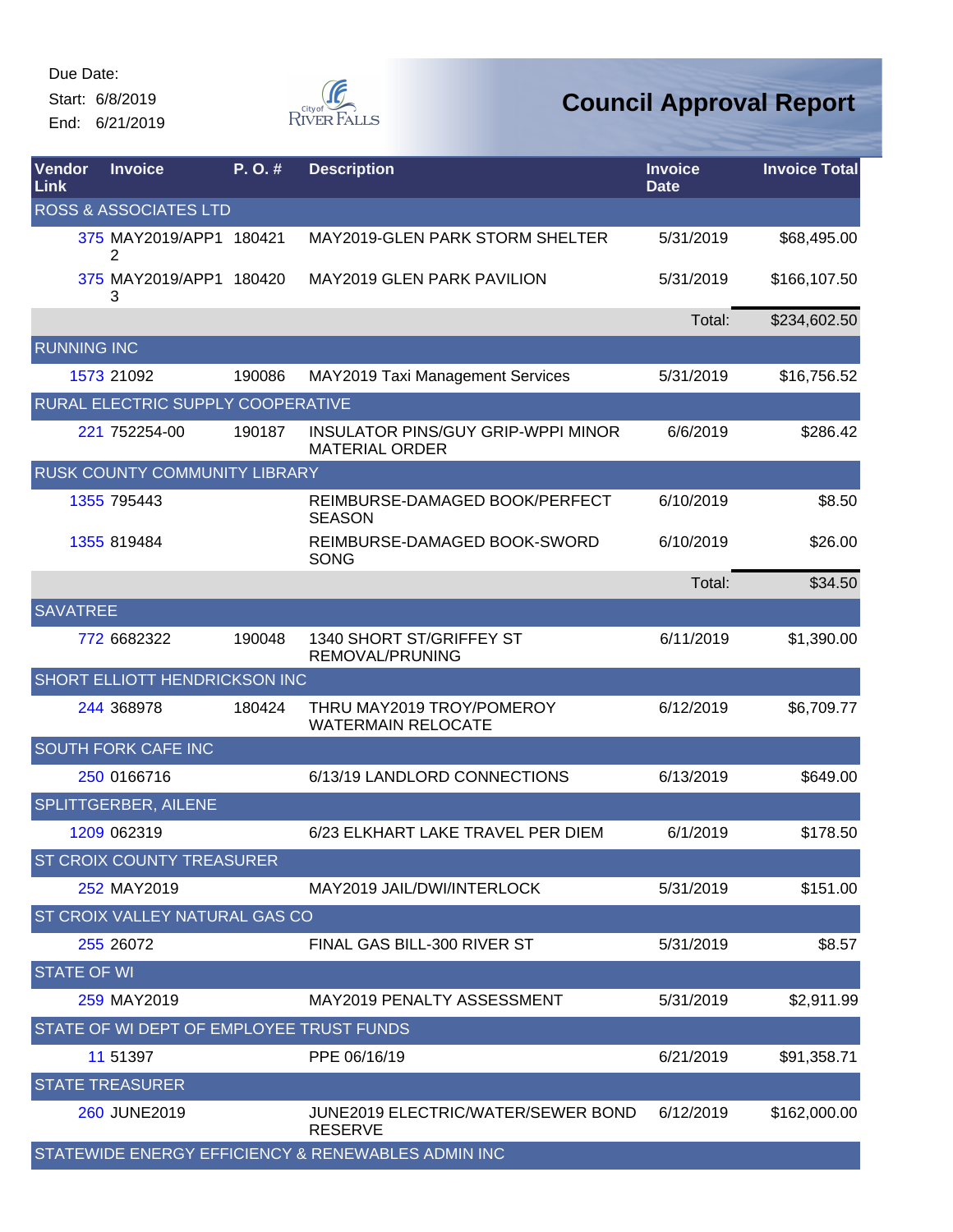Due Date:

Start: 6/8/2019

End: 6/21/2019

# Council Approval Report

| Vendor Link | Invoice | P. O. # | Description | Invoice Date | Invoice Total |
|---|---|---|---|---|---|
| ROSS & ASSOCIATES LTD | | | | | |
| 375 | MAY2019/APP12 | 180421 | MAY2019-GLEN PARK STORM SHELTER | 5/31/2019 | $68,495.00 |
| 375 | MAY2019/APP13 | 180420 | MAY2019 GLEN PARK PAVILION | 5/31/2019 | $166,107.50 |
| | | | | Total: | $234,602.50 |
| RUNNING INC | | | | | |
| 1573 | 21092 | 190086 | MAY2019 Taxi Management Services | 5/31/2019 | $16,756.52 |
| RURAL ELECTRIC SUPPLY COOPERATIVE | | | | | |
| 221 | 752254-00 | 190187 | INSULATOR PINS/GUY GRIP-WPPI MINOR MATERIAL ORDER | 6/6/2019 | $286.42 |
| RUSK COUNTY COMMUNITY LIBRARY | | | | | |
| 1355 | 795443 | | REIMBURSE-DAMAGED BOOK/PERFECT SEASON | 6/10/2019 | $8.50 |
| 1355 | 819484 | | REIMBURSE-DAMAGED BOOK-SWORD SONG | 6/10/2019 | $26.00 |
| | | | | Total: | $34.50 |
| SAVATREE | | | | | |
| 772 | 6682322 | 190048 | 1340 SHORT ST/GRIFFEY ST REMOVAL/PRUNING | 6/11/2019 | $1,390.00 |
| SHORT ELLIOTT HENDRICKSON INC | | | | | |
| 244 | 368978 | 180424 | THRU MAY2019 TROY/POMEROY WATERMAIN RELOCATE | 6/12/2019 | $6,709.77 |
| SOUTH FORK CAFE INC | | | | | |
| 250 | 0166716 | | 6/13/19 LANDLORD CONNECTIONS | 6/13/2019 | $649.00 |
| SPLITTGERBER, AILENE | | | | | |
| 1209 | 062319 | | 6/23 ELKHART LAKE TRAVEL PER DIEM | 6/1/2019 | $178.50 |
| ST CROIX COUNTY TREASURER | | | | | |
| 252 | MAY2019 | | MAY2019 JAIL/DWI/INTERLOCK | 5/31/2019 | $151.00 |
| ST CROIX VALLEY NATURAL GAS CO | | | | | |
| 255 | 26072 | | FINAL GAS BILL-300 RIVER ST | 5/31/2019 | $8.57 |
| STATE OF WI | | | | | |
| 259 | MAY2019 | | MAY2019 PENALTY ASSESSMENT | 5/31/2019 | $2,911.99 |
| STATE OF WI DEPT OF EMPLOYEE TRUST FUNDS | | | | | |
| 11 | 51397 | | PPE 06/16/19 | 6/21/2019 | $91,358.71 |
| STATE TREASURER | | | | | |
| 260 | JUNE2019 | | JUNE2019 ELECTRIC/WATER/SEWER BOND RESERVE | 6/12/2019 | $162,000.00 |
| STATEWIDE ENERGY EFFICIENCY & RENEWABLES ADMIN INC | | | | | |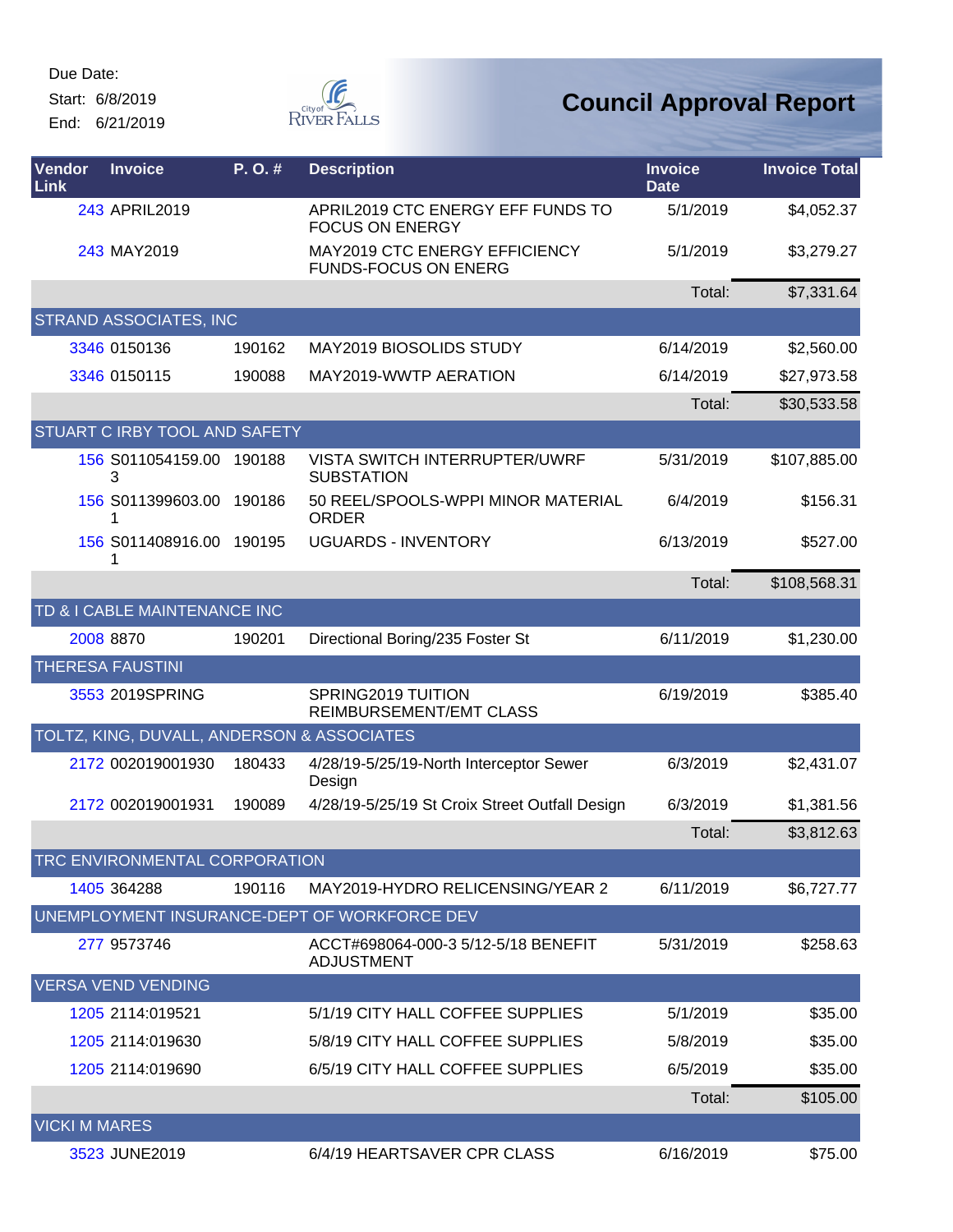Due Date:
Start: 6/8/2019
End: 6/21/2019

# Council Approval Report

| Vendor Link | Invoice | P. O. # | Description | Invoice Date | Invoice Total |
|---|---|---|---|---|---|
| 243 | APRIL2019 | | APRIL2019 CTC ENERGY EFF FUNDS TO FOCUS ON ENERGY | 5/1/2019 | $4,052.37 |
| 243 | MAY2019 | | MAY2019 CTC ENERGY EFFICIENCY FUNDS-FOCUS ON ENERG | 5/1/2019 | $3,279.27 |
| | | | | Total: | $7,331.64 |
| STRAND ASSOCIATES, INC | | | | | |
| 3346 | 0150136 | 190162 | MAY2019 BIOSOLIDS STUDY | 6/14/2019 | $2,560.00 |
| 3346 | 0150115 | 190088 | MAY2019-WWTP AERATION | 6/14/2019 | $27,973.58 |
| | | | | Total: | $30,533.58 |
| STUART C IRBY TOOL AND SAFETY | | | | | |
| 156 | S011054159.003 | 190188 | VISTA SWITCH INTERRUPTER/UWRF SUBSTATION | 5/31/2019 | $107,885.00 |
| 156 | S011399603.001 | 190186 | 50 REEL/SPOOLS-WPPI MINOR MATERIAL ORDER | 6/4/2019 | $156.31 |
| 156 | S011408916.001 | 190195 | UGUARDS - INVENTORY | 6/13/2019 | $527.00 |
| | | | | Total: | $108,568.31 |
| TD & I CABLE MAINTENANCE INC | | | | | |
| 2008 | 8870 | 190201 | Directional Boring/235 Foster St | 6/11/2019 | $1,230.00 |
| THERESA FAUSTINI | | | | | |
| 3553 | 2019SPRING | | SPRING2019 TUITION REIMBURSEMENT/EMT CLASS | 6/19/2019 | $385.40 |
| TOLTZ, KING, DUVALL, ANDERSON & ASSOCIATES | | | | | |
| 2172 | 002019001930 | 180433 | 4/28/19-5/25/19-North Interceptor Sewer Design | 6/3/2019 | $2,431.07 |
| 2172 | 002019001931 | 190089 | 4/28/19-5/25/19 St Croix Street Outfall Design | 6/3/2019 | $1,381.56 |
| | | | | Total: | $3,812.63 |
| TRC ENVIRONMENTAL CORPORATION | | | | | |
| 1405 | 364288 | 190116 | MAY2019-HYDRO RELICENSING/YEAR 2 | 6/11/2019 | $6,727.77 |
| UNEMPLOYMENT INSURANCE-DEPT OF WORKFORCE DEV | | | | | |
| 277 | 9573746 | | ACCT#698064-000-3 5/12-5/18 BENEFIT ADJUSTMENT | 5/31/2019 | $258.63 |
| VERSA VEND VENDING | | | | | |
| 1205 | 2114:019521 | | 5/1/19 CITY HALL COFFEE SUPPLIES | 5/1/2019 | $35.00 |
| 1205 | 2114:019630 | | 5/8/19 CITY HALL COFFEE SUPPLIES | 5/8/2019 | $35.00 |
| 1205 | 2114:019690 | | 6/5/19 CITY HALL COFFEE SUPPLIES | 6/5/2019 | $35.00 |
| | | | | Total: | $105.00 |
| VICKI M MARES | | | | | |
| 3523 | JUNE2019 | | 6/4/19 HEARTSAVER CPR CLASS | 6/16/2019 | $75.00 |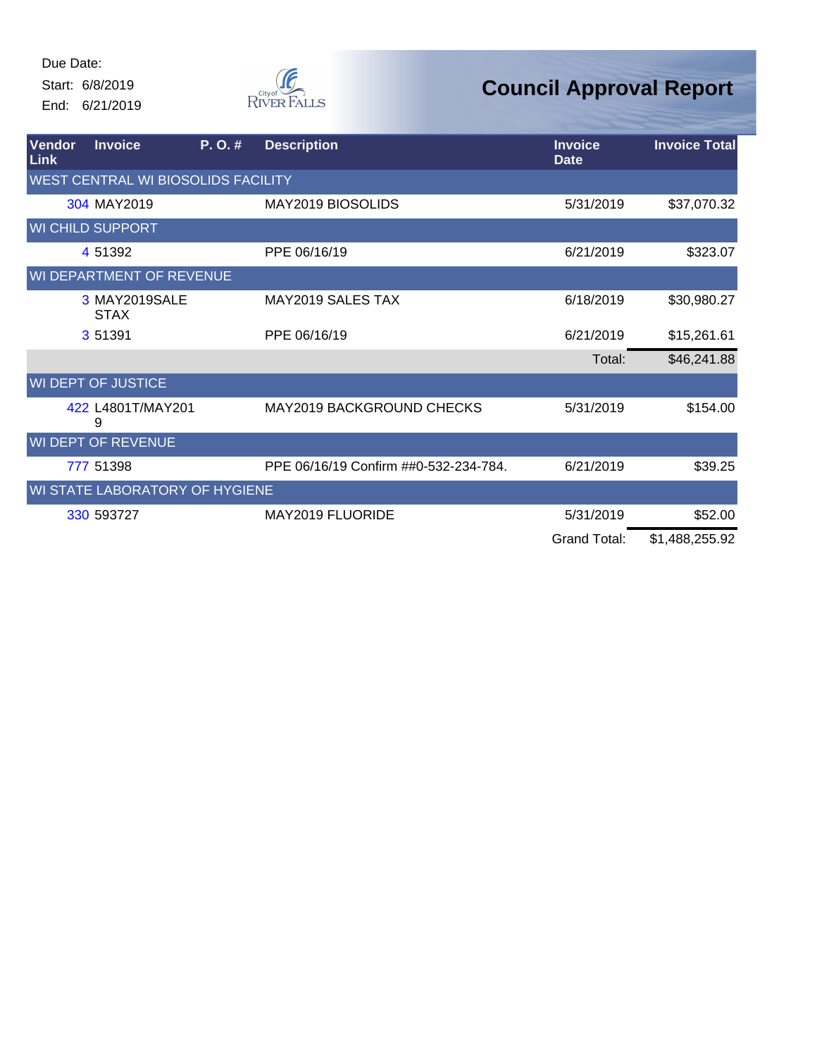Due Date:
Start: 6/8/2019
End: 6/21/2019

# Council Approval Report

| Vendor Link | Invoice | P. O. # | Description | Invoice Date | Invoice Total |
|---|---|---|---|---|---|
| WEST CENTRAL WI BIOSOLIDS FACILITY | | | | | |
| 304 | MAY2019 | | MAY2019 BIOSOLIDS | 5/31/2019 | $37,070.32 |
| WI CHILD SUPPORT | | | | | |
| 4 | 51392 | | PPE 06/16/19 | 6/21/2019 | $323.07 |
| WI DEPARTMENT OF REVENUE | | | | | |
| 3 | MAY2019SALESTAX | | MAY2019 SALES TAX | 6/18/2019 | $30,980.27 |
| 3 | 51391 | | PPE 06/16/19 | 6/21/2019 | $15,261.61 |
| | | | | Total: | $46,241.88 |
| WI DEPT OF JUSTICE | | | | | |
| 422 | L4801T/MAY2019 | | MAY2019 BACKGROUND CHECKS | 5/31/2019 | $154.00 |
| WI DEPT OF REVENUE | | | | | |
| 777 | 51398 | | PPE 06/16/19 Confirm ##0-532-234-784. | 6/21/2019 | $39.25 |
| WI STATE LABORATORY OF HYGIENE | | | | | |
| 330 | 593727 | | MAY2019 FLUORIDE | 5/31/2019 | $52.00 |
| | | | | Grand Total: | $1,488,255.92 |